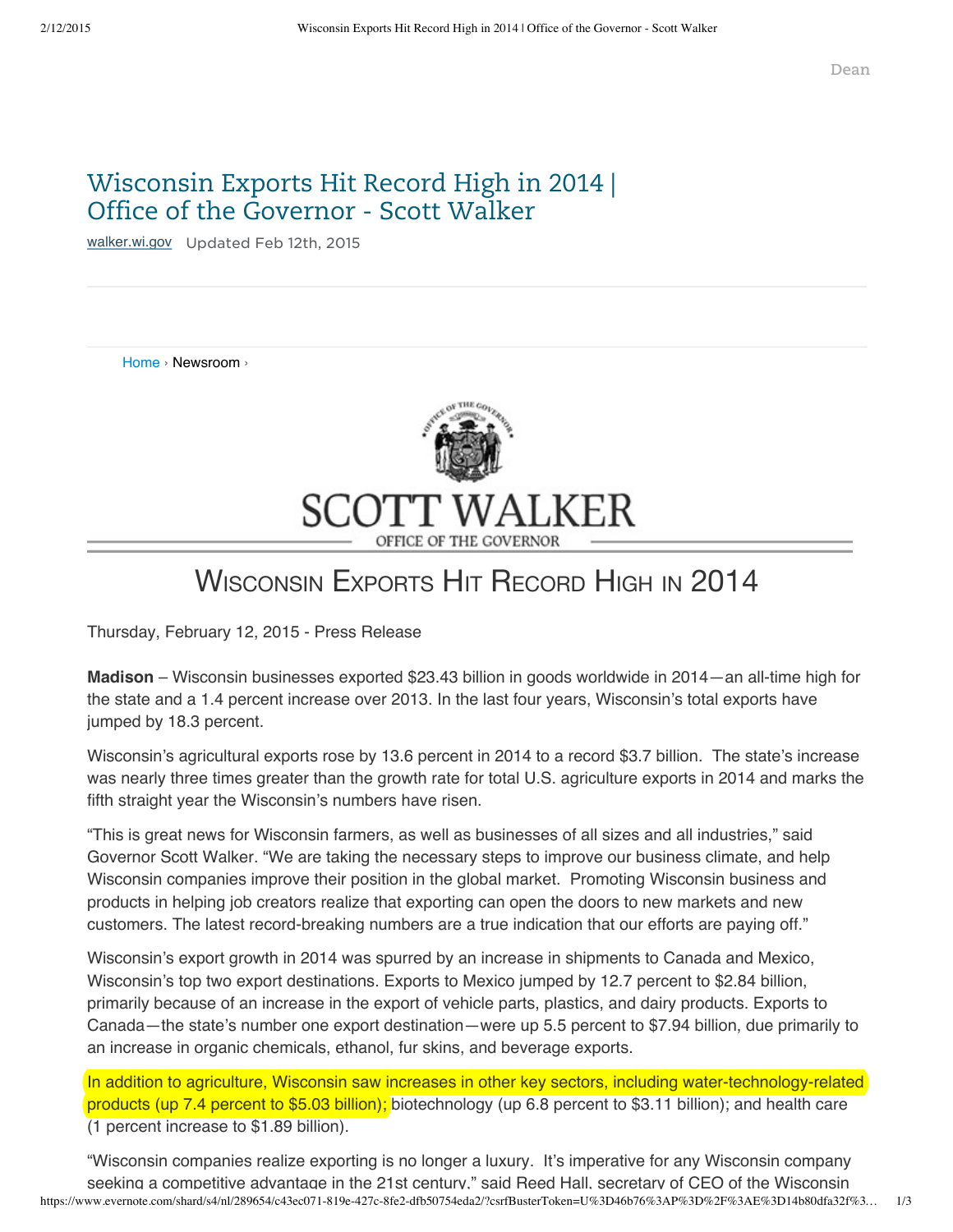Dean

# Wisconsin Exports Hit Record High in 2014 | Office of the Governor - Scott Walker

walker.wi.gov Updated Feb 12th, 2015

Home › Newsroom ›

SCOTT WALKER

OFFICE OF THE GOVERNOR

## Wisconsin Exports Hit Record High in 2014

Thursday, February 12, 2015 - Press Release

**Madison** – Wisconsin businesses exported $23.43 billion in goods worldwide in 2014—an all-time high for the state and a 1.4 percent increase over 2013. In the last four years, Wisconsin's total exports have jumped by 18.3 percent.

Wisconsin's agricultural exports rose by 13.6 percent in 2014 to a record $3.7 billion. The state's increase was nearly three times greater than the growth rate for total U.S. agriculture exports in 2014 and marks the fifth straight year the Wisconsin's numbers have risen.

"This is great news for Wisconsin farmers, as well as businesses of all sizes and all industries," said Governor Scott Walker. "We are taking the necessary steps to improve our business climate, and help Wisconsin companies improve their position in the global market. Promoting Wisconsin business and products in helping job creators realize that exporting can open the doors to new markets and new customers. The latest record-breaking numbers are a true indication that our efforts are paying off."

Wisconsin's export growth in 2014 was spurred by an increase in shipments to Canada and Mexico, Wisconsin's top two export destinations. Exports to Mexico jumped by 12.7 percent to $2.84 billion, primarily because of an increase in the export of vehicle parts, plastics, and dairy products. Exports to Canada—the state's number one export destination—were up 5.5 percent to $7.94 billion, due primarily to an increase in organic chemicals, ethanol, fur skins, and beverage exports.

In addition to agriculture, Wisconsin saw increases in other key sectors, including water-technology-related products (up 7.4 percent to $5.03 billion); biotechnology (up 6.8 percent to $3.11 billion); and health care (1 percent increase to $1.89 billion).

"Wisconsin companies realize exporting is no longer a luxury. It's imperative for any Wisconsin company seeking a competitive advantage in the 21st century," said Reed Hall, secretary of CEO of the Wisconsin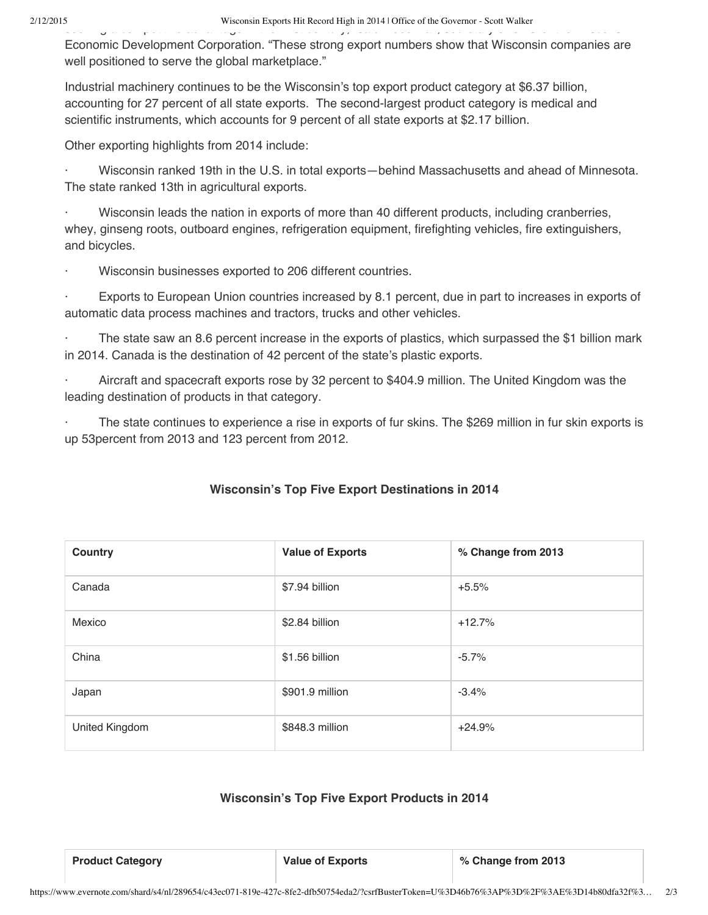Economic Development Corporation. "These strong export numbers show that Wisconsin companies are well positioned to serve the global marketplace."

Industrial machinery continues to be the Wisconsin's top export product category at $6.37 billion, accounting for 27 percent of all state exports. The second-largest product category is medical and scientific instruments, which accounts for 9 percent of all state exports at $2.17 billion.

Other exporting highlights from 2014 include:

- Wisconsin ranked 19th in the U.S. in total exports—behind Massachusetts and ahead of Minnesota. The state ranked 13th in agricultural exports.
- Wisconsin leads the nation in exports of more than 40 different products, including cranberries, whey, ginseng roots, outboard engines, refrigeration equipment, firefighting vehicles, fire extinguishers, and bicycles.
- Wisconsin businesses exported to 206 different countries.
- Exports to European Union countries increased by 8.1 percent, due in part to increases in exports of automatic data process machines and tractors, trucks and other vehicles.
- The state saw an 8.6 percent increase in the exports of plastics, which surpassed the $1 billion mark in 2014. Canada is the destination of 42 percent of the state's plastic exports.
- Aircraft and spacecraft exports rose by 32 percent to $404.9 million. The United Kingdom was the leading destination of products in that category.
- The state continues to experience a rise in exports of fur skins. The $269 million in fur skin exports is up 53percent from 2013 and 123 percent from 2012.

**Wisconsin's Top Five Export Destinations in 2014**

| Country | Value of Exports | % Change from 2013 |
|---|---|---|
| Canada | $7.94 billion | +5.5% |
| Mexico | $2.84 billion | +12.7% |
| China | $1.56 billion | -5.7% |
| Japan | $901.9 million | -3.4% |
| United Kingdom | $848.3 million | +24.9% |

**Wisconsin's Top Five Export Products in 2014**

| Product Category | Value of Exports | % Change from 2013 |
|---|---|---|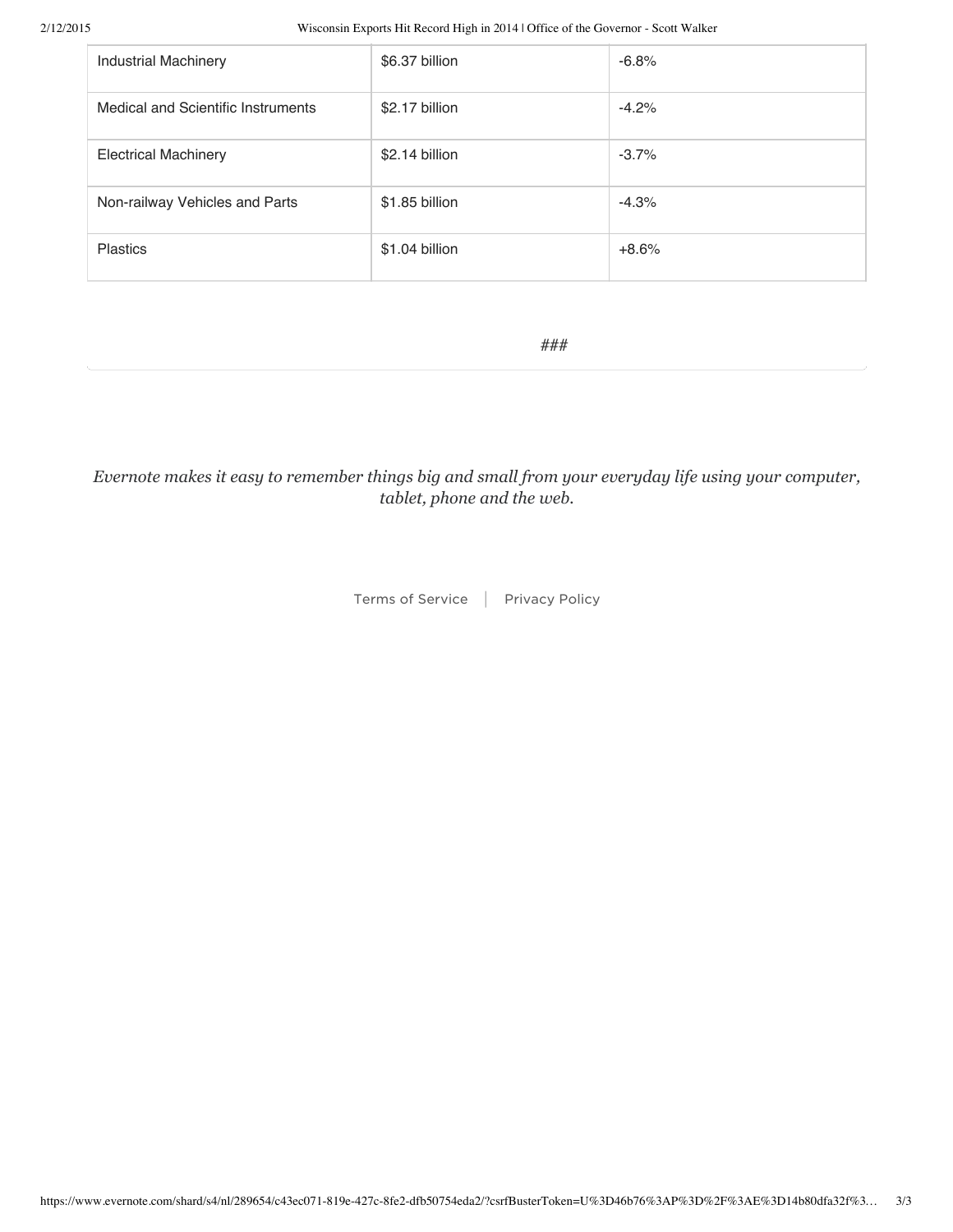| | | |
|---|---|---|
| Industrial Machinery | \$6.37 billion | -6.8% |
| Medical and Scientific Instruments | \$2.17 billion | -4.2% |
| Electrical Machinery | \$2.14 billion | -3.7% |
| Non-railway Vehicles and Parts | \$1.85 billion | -4.3% |
| Plastics | \$1.04 billion | +8.6% |

###

*Evernote makes it easy to remember things big and small from your everyday life using your computer, tablet, phone and the web.*

Terms of Service | Privacy Policy